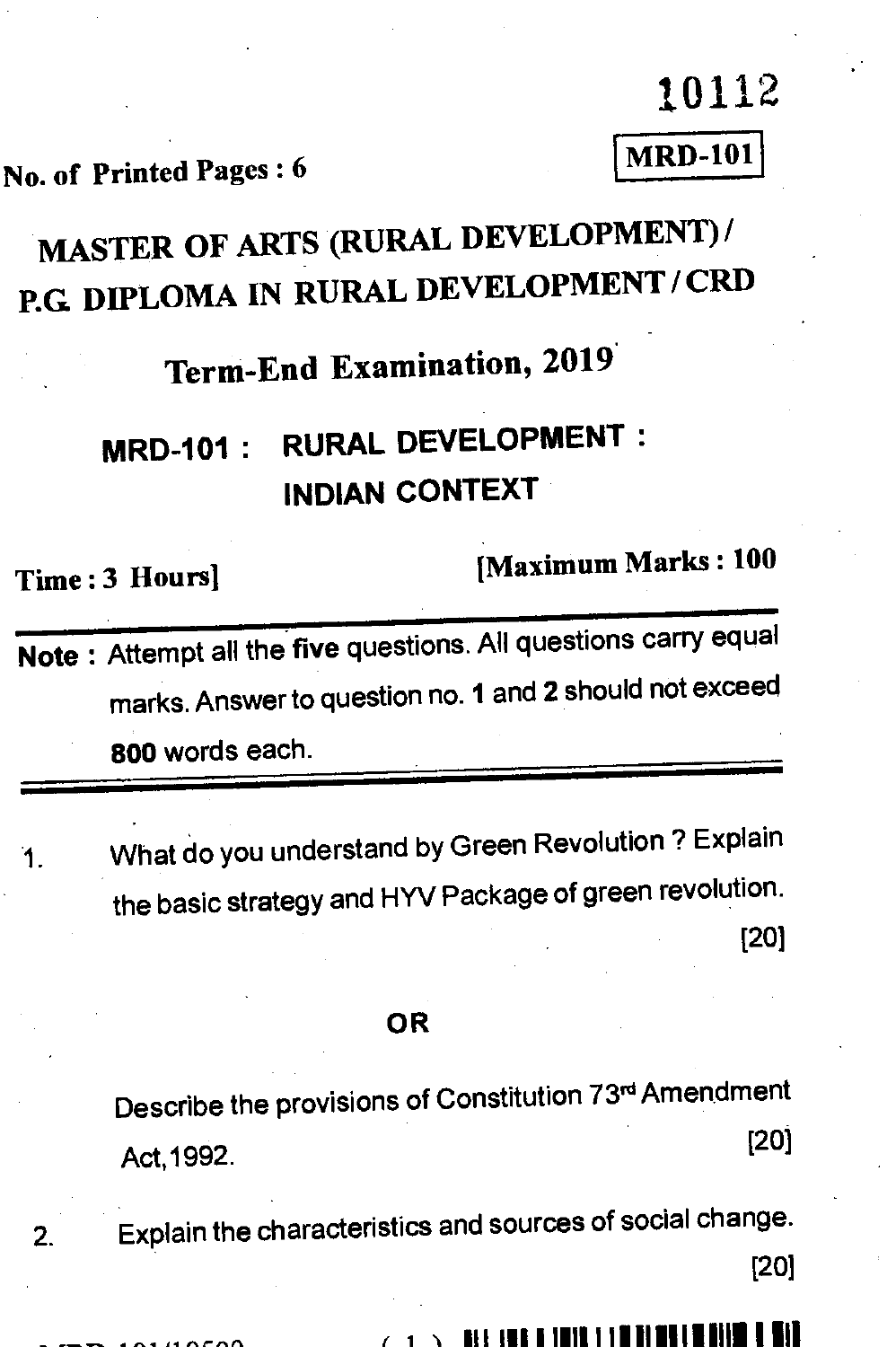10112

**MRD-101**

No. of Printed Pages : 6

# MASTER OF ARTS (RURAL DEVELOPMENT) / P.G. DIPLOMA IN RURAL DEVELOPMENT / CRD

## Term-End Examination, 2019

## MRD-101 : RURAL DEVELOPMENT : INDIAN CONTEXT

**Time : 3 Hours]** **[Maximum Marks : 100**

**Note :** Attempt all the **five** questions. All questions carry equal marks. Answer to question no. **1** and **2** should not exceed **800** words each.

1. What do you understand by Green Revolution ? Explain the basic strategy and HYV Package of green revolution. [20]

**OR**

Describe the provisions of Constitution 73rd Amendment Act, 1992. [20]

2. Explain the characteristics and sources of social change. [20]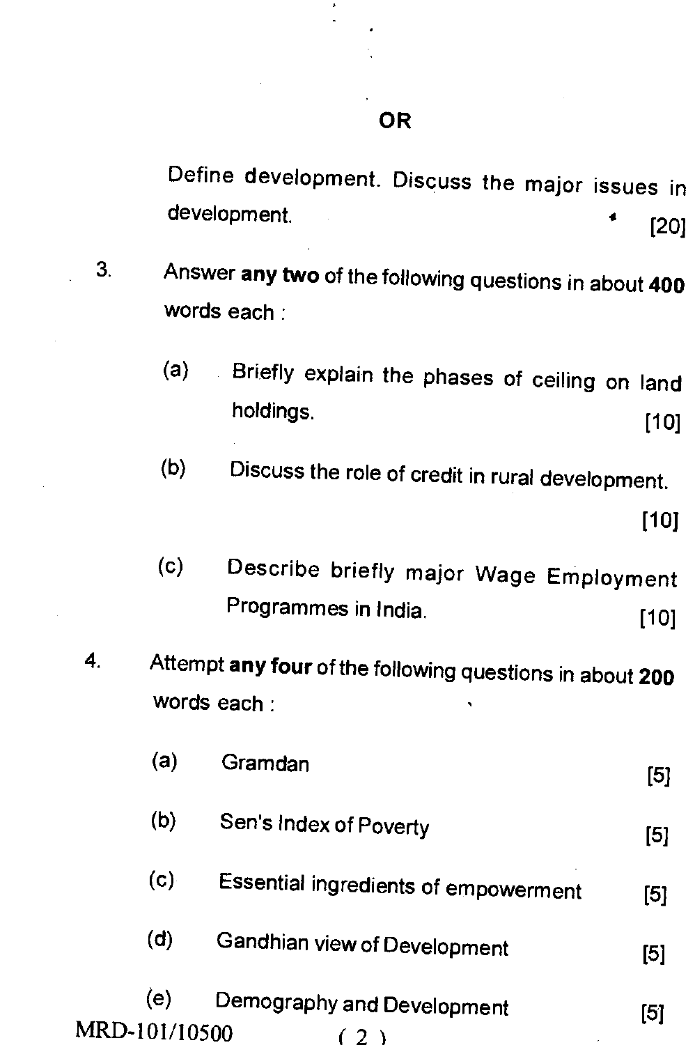**OR**

Define development. Discuss the major issues in development. [20]

3. Answer **any two** of the following questions in about **400** words each :

   (a) Briefly explain the phases of ceiling on land holdings. [10]

   (b) Discuss the role of credit in rural development. [10]

   (c) Describe briefly major Wage Employment Programmes in India. [10]

4. Attempt **any four** of the following questions in about **200** words each :

   (a) Gramdan [5]

   (b) Sen's Index of Poverty [5]

   (c) Essential ingredients of empowerment [5]

   (d) Gandhian view of Development [5]

   (e) Demography and Development [5]

MRD-101/10500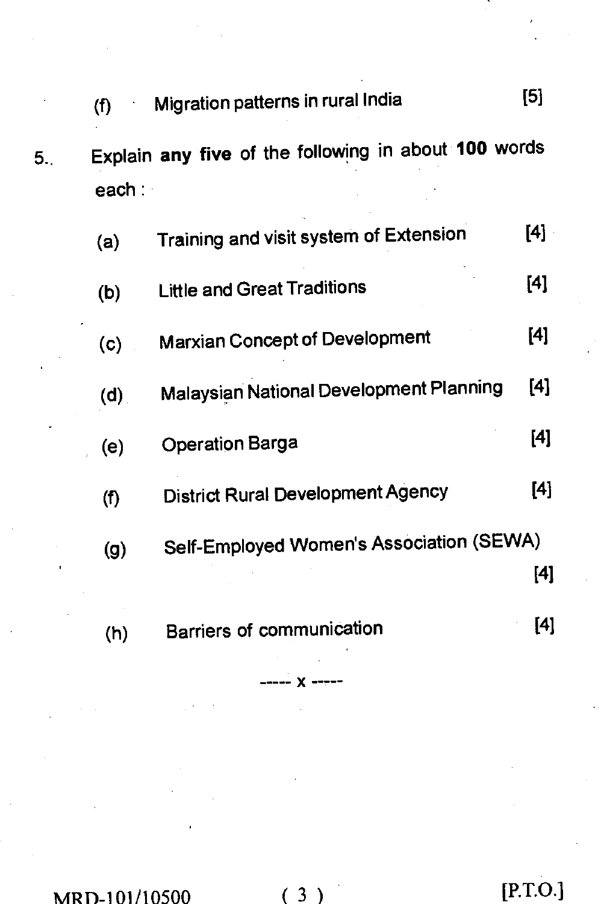(f) Migration patterns in rural India [5]

5. Explain **any five** of the following in about **100** words each :

(a) Training and visit system of Extension [4]

(b) Little and Great Traditions [4]

(c) Marxian Concept of Development [4]

(d) Malaysian National Development Planning [4]

(e) Operation Barga [4]

(f) District Rural Development Agency [4]

(g) Self-Employed Women's Association (SEWA) [4]

(h) Barriers of communication [4]

----- x -----

MRD-101/10500

[P.T.O.]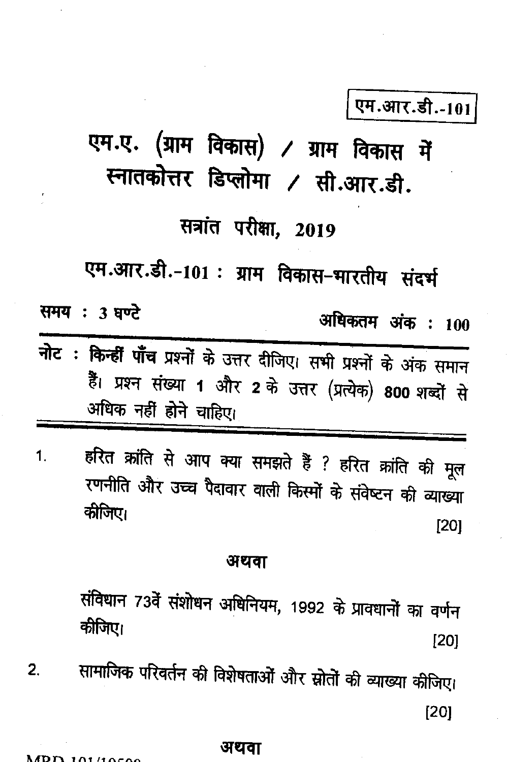एम.आर.डी.-101

# एम.ए. (ग्राम विकास) / ग्राम विकास में स्नातकोत्तर डिप्लोमा / सी.आर.डी.

## सत्रांत परीक्षा, 2019

## एम.आर.डी.-101 : ग्राम विकास-भारतीय संदर्भ

समय : 3 घण्टे

अधिकतम अंक : 100

---

**नोट :** **किन्हीं पाँच** प्रश्नों के उत्तर दीजिए। सभी प्रश्नों के अंक समान हैं। प्रश्न संख्या **1** और **2** के उत्तर (प्रत्येक) **800** शब्दों से अधिक नहीं होने चाहिए।

---

1. हरित क्रांति से आप क्या समझते हैं ? हरित क्रांति की मूल रणनीति और उच्च पैदावार वाली किस्मों के संवेष्टन की व्याख्या कीजिए। [20]

**अथवा**

संविधान 73वें संशोधन अधिनियम, 1992 के प्रावधानों का वर्णन कीजिए। [20]

2. सामाजिक परिवर्तन की विशेषताओं और स्रोतों की व्याख्या कीजिए। [20]

**अथवा**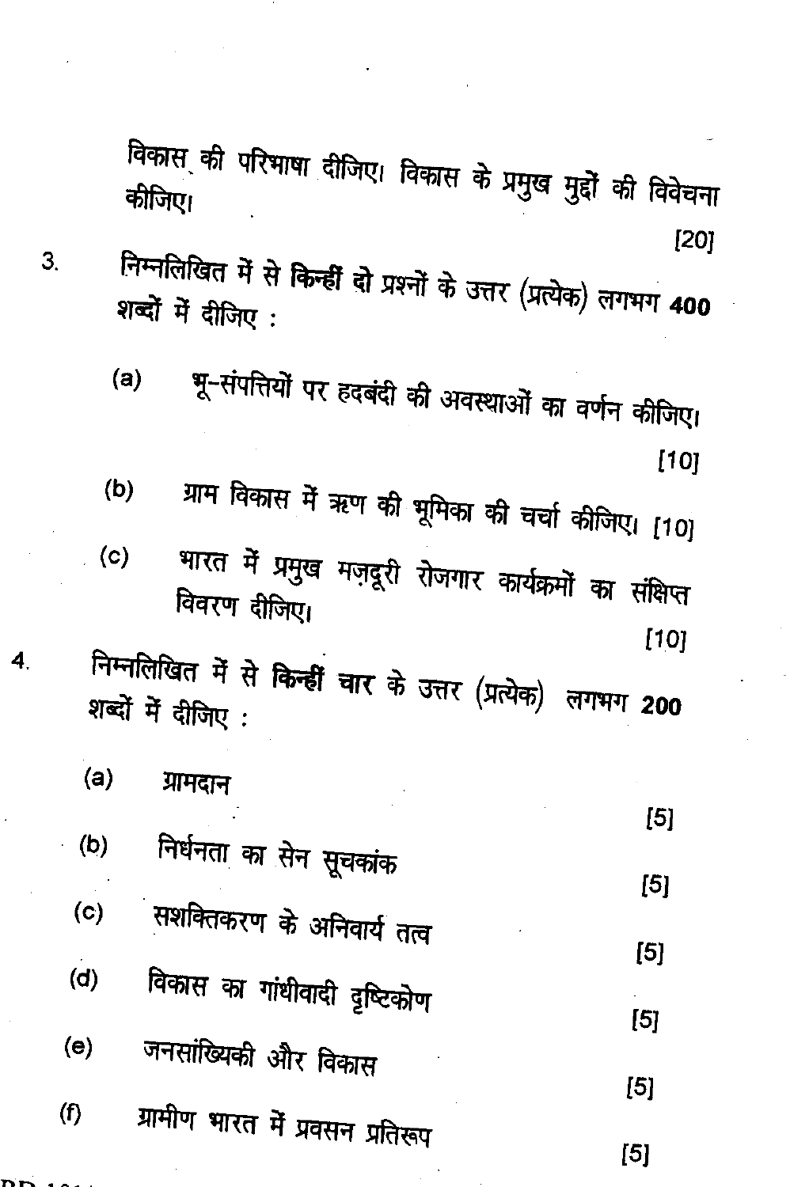विकास की परिभाषा दीजिए। विकास के प्रमुख मुद्दों की विवेचना कीजिए। [20]

3. निम्नलिखित में से **किन्हीं दो** प्रश्नों के उत्तर (प्रत्येक) लगभग **400** शब्दों में दीजिए :

   (a) भू-संपत्तियों पर हदबंदी की अवस्थाओं का वर्णन कीजिए। [10]

   (b) ग्राम विकास में ऋण की भूमिका की चर्चा कीजिए। [10]

   (c) भारत में प्रमुख मज़दूरी रोजगार कार्यक्रमों का संक्षिप्त विवरण दीजिए। [10]

4. निम्नलिखित में से **किन्हीं चार** के उत्तर (प्रत्येक) लगभग **200** शब्दों में दीजिए :

   (a) ग्रामदान [5]

   (b) निर्धनता का सेन सूचकांक [5]

   (c) सशक्तिकरण के अनिवार्य तत्व [5]

   (d) विकास का गांधीवादी दृष्टिकोण [5]

   (e) जनसांख्यिकी और विकास [5]

   (f) ग्रामीण भारत में प्रवसन प्रतिरूप [5]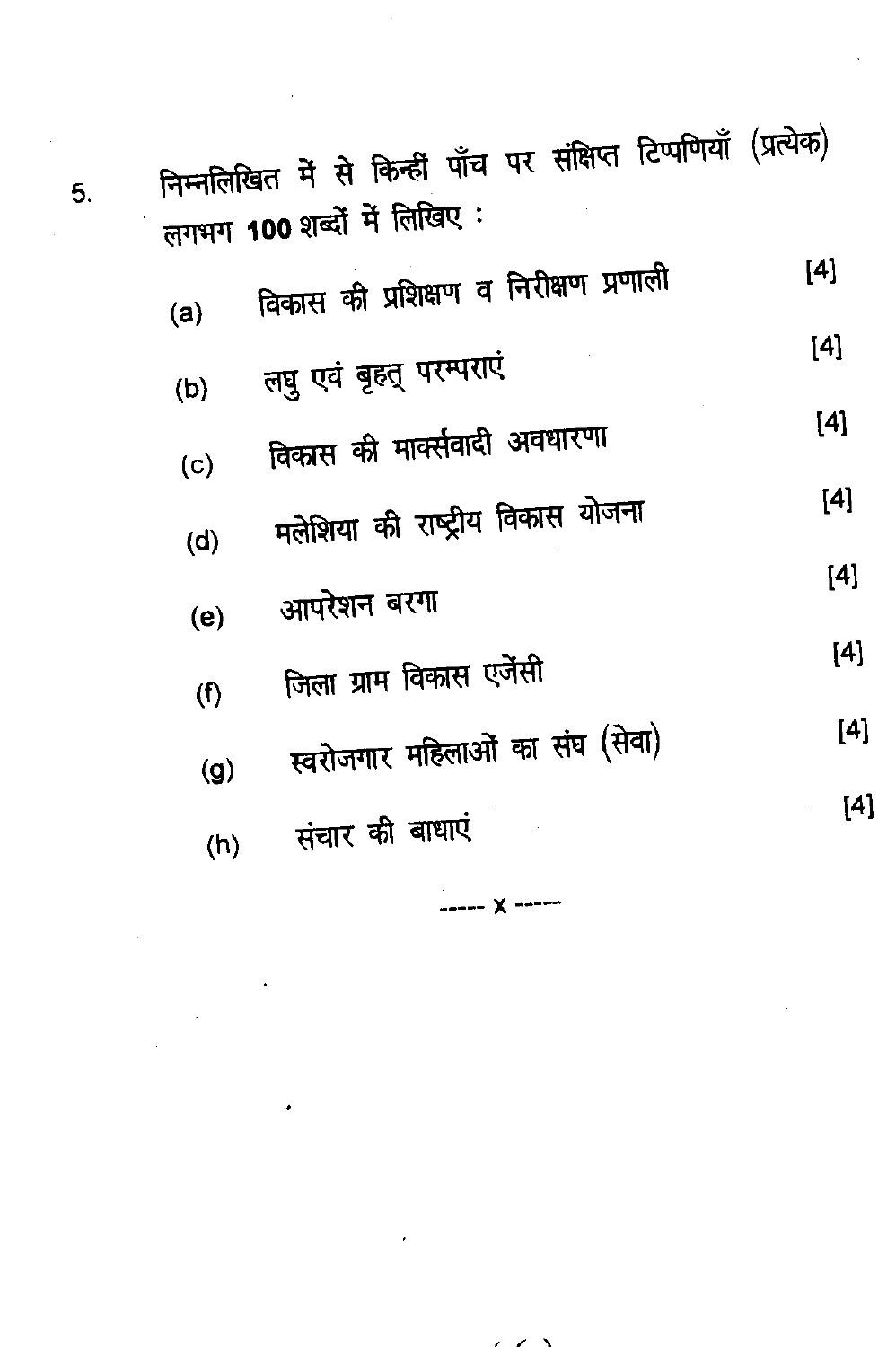5. निम्नलिखित में से किन्हीं पाँच पर संक्षिप्त टिप्पणियाँ (प्रत्येक) लगभग **100** शब्दों में लिखिए :

(a) विकास की प्रशिक्षण व निरीक्षण प्रणाली [4]

(b) लघु एवं बृहत् परम्पराएं [4]

(c) विकास की मार्क्सवादी अवधारणा [4]

(d) मलेशिया की राष्ट्रीय विकास योजना [4]

(e) आपरेशन बरगा [4]

(f) जिला ग्राम विकास एर्जेंसी [4]

(g) स्वरोजगार महिलाओं का संघ (सेवा) [4]

(h) संचार की बाधाएं [4]

----- x -----